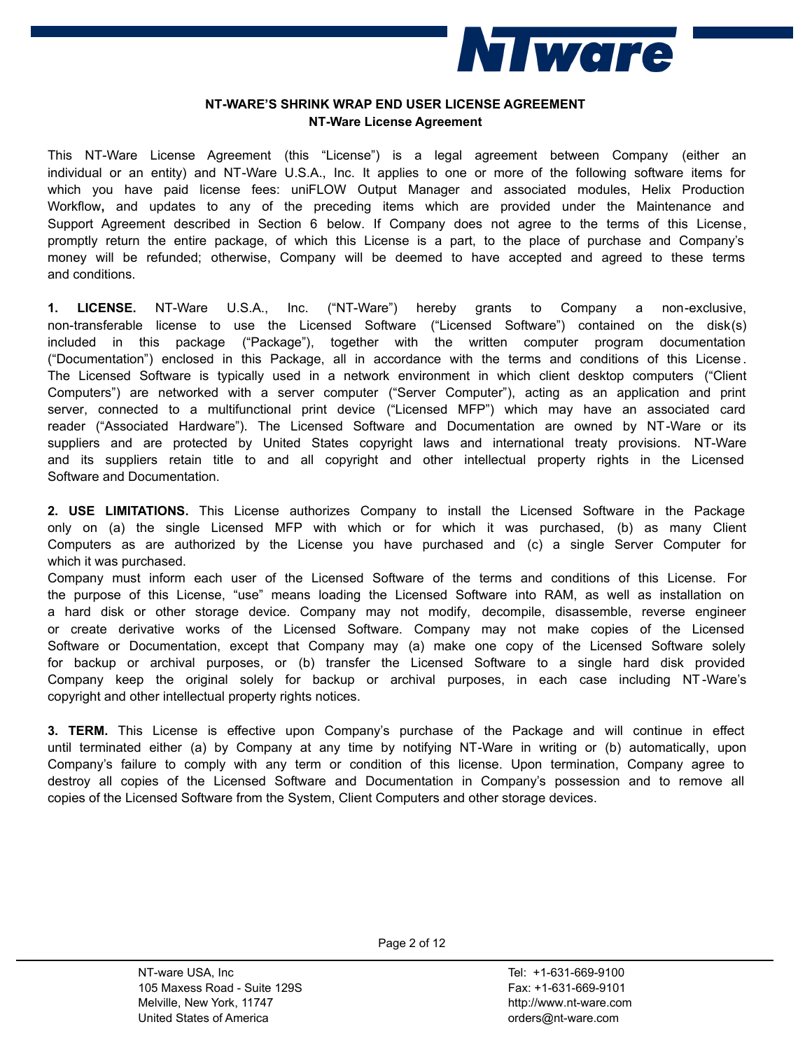**NT-WARE'S SHRINK WRAP END USER LICENSE AGREEMENT**
**NT-Ware License Agreement**

This NT-Ware License Agreement (this "License") is a legal agreement between Company (either an individual or an entity) and NT-Ware U.S.A., Inc. It applies to one or more of the following software items for which you have paid license fees: uniFLOW Output Manager and associated modules, Helix Production Workflow**,** and updates to any of the preceding items which are provided under the Maintenance and Support Agreement described in Section 6 below. If Company does not agree to the terms of this License, promptly return the entire package, of which this License is a part, to the place of purchase and Company's money will be refunded; otherwise, Company will be deemed to have accepted and agreed to these terms and conditions.

**1. LICENSE.** NT-Ware U.S.A., Inc. ("NT-Ware") hereby grants to Company a non-exclusive, non-transferable license to use the Licensed Software ("Licensed Software") contained on the disk(s) included in this package ("Package"), together with the written computer program documentation ("Documentation") enclosed in this Package, all in accordance with the terms and conditions of this License. The Licensed Software is typically used in a network environment in which client desktop computers ("Client Computers") are networked with a server computer ("Server Computer"), acting as an application and print server, connected to a multifunctional print device ("Licensed MFP") which may have an associated card reader ("Associated Hardware"). The Licensed Software and Documentation are owned by NT-Ware or its suppliers and are protected by United States copyright laws and international treaty provisions. NT-Ware and its suppliers retain title to and all copyright and other intellectual property rights in the Licensed Software and Documentation.

**2. USE LIMITATIONS.** This License authorizes Company to install the Licensed Software in the Package only on (a) the single Licensed MFP with which or for which it was purchased, (b) as many Client Computers as are authorized by the License you have purchased and (c) a single Server Computer for which it was purchased.
Company must inform each user of the Licensed Software of the terms and conditions of this License. For the purpose of this License, "use" means loading the Licensed Software into RAM, as well as installation on a hard disk or other storage device. Company may not modify, decompile, disassemble, reverse engineer or create derivative works of the Licensed Software. Company may not make copies of the Licensed Software or Documentation, except that Company may (a) make one copy of the Licensed Software solely for backup or archival purposes, or (b) transfer the Licensed Software to a single hard disk provided Company keep the original solely for backup or archival purposes, in each case including NT-Ware's copyright and other intellectual property rights notices.

**3. TERM.** This License is effective upon Company's purchase of the Package and will continue in effect until terminated either (a) by Company at any time by notifying NT-Ware in writing or (b) automatically, upon Company's failure to comply with any term or condition of this license. Upon termination, Company agree to destroy all copies of the Licensed Software and Documentation in Company's possession and to remove all copies of the Licensed Software from the System, Client Computers and other storage devices.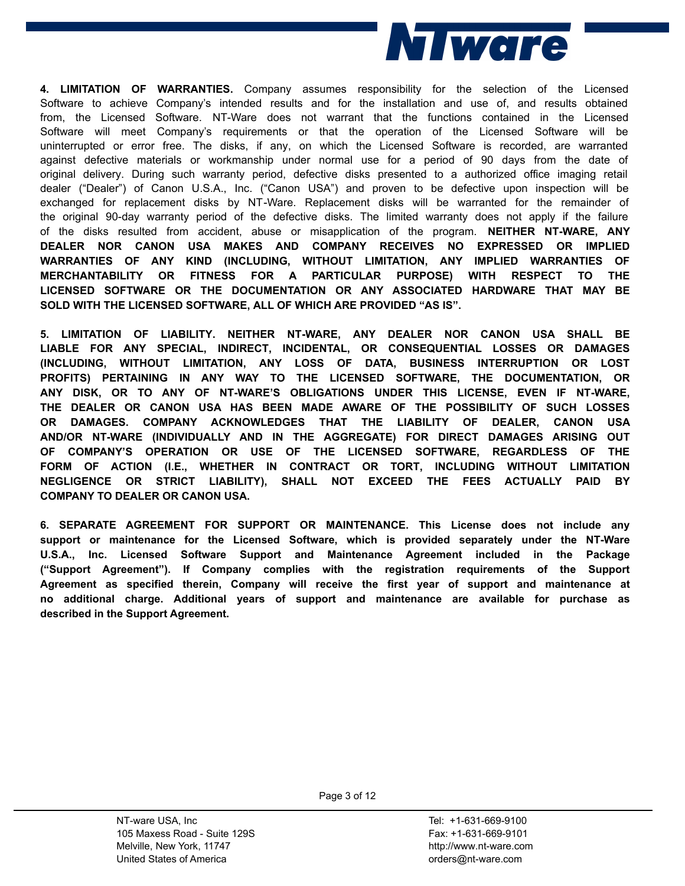**4. LIMITATION OF WARRANTIES.** Company assumes responsibility for the selection of the Licensed Software to achieve Company's intended results and for the installation and use of, and results obtained from, the Licensed Software. NT-Ware does not warrant that the functions contained in the Licensed Software will meet Company's requirements or that the operation of the Licensed Software will be uninterrupted or error free. The disks, if any, on which the Licensed Software is recorded, are warranted against defective materials or workmanship under normal use for a period of 90 days from the date of original delivery. During such warranty period, defective disks presented to a authorized office imaging retail dealer ("Dealer") of Canon U.S.A., Inc. ("Canon USA") and proven to be defective upon inspection will be exchanged for replacement disks by NT-Ware. Replacement disks will be warranted for the remainder of the original 90-day warranty period of the defective disks. The limited warranty does not apply if the failure of the disks resulted from accident, abuse or misapplication of the program. **NEITHER NT-WARE, ANY DEALER NOR CANON USA MAKES AND COMPANY RECEIVES NO EXPRESSED OR IMPLIED WARRANTIES OF ANY KIND (INCLUDING, WITHOUT LIMITATION, ANY IMPLIED WARRANTIES OF MERCHANTABILITY OR FITNESS FOR A PARTICULAR PURPOSE) WITH RESPECT TO THE LICENSED SOFTWARE OR THE DOCUMENTATION OR ANY ASSOCIATED HARDWARE THAT MAY BE SOLD WITH THE LICENSED SOFTWARE, ALL OF WHICH ARE PROVIDED "AS IS".**

**5. LIMITATION OF LIABILITY. NEITHER NT-WARE, ANY DEALER NOR CANON USA SHALL BE LIABLE FOR ANY SPECIAL, INDIRECT, INCIDENTAL, OR CONSEQUENTIAL LOSSES OR DAMAGES (INCLUDING, WITHOUT LIMITATION, ANY LOSS OF DATA, BUSINESS INTERRUPTION OR LOST PROFITS) PERTAINING IN ANY WAY TO THE LICENSED SOFTWARE, THE DOCUMENTATION, OR ANY DISK, OR TO ANY OF NT-WARE'S OBLIGATIONS UNDER THIS LICENSE, EVEN IF NT-WARE, THE DEALER OR CANON USA HAS BEEN MADE AWARE OF THE POSSIBILITY OF SUCH LOSSES OR DAMAGES. COMPANY ACKNOWLEDGES THAT THE LIABILITY OF DEALER, CANON USA AND/OR NT-WARE (INDIVIDUALLY AND IN THE AGGREGATE) FOR DIRECT DAMAGES ARISING OUT OF COMPANY'S OPERATION OR USE OF THE LICENSED SOFTWARE, REGARDLESS OF THE FORM OF ACTION (I.E., WHETHER IN CONTRACT OR TORT, INCLUDING WITHOUT LIMITATION NEGLIGENCE OR STRICT LIABILITY), SHALL NOT EXCEED THE FEES ACTUALLY PAID BY COMPANY TO DEALER OR CANON USA.**

**6. SEPARATE AGREEMENT FOR SUPPORT OR MAINTENANCE. This License does not include any support or maintenance for the Licensed Software, which is provided separately under the NT-Ware U.S.A., Inc. Licensed Software Support and Maintenance Agreement included in the Package ("Support Agreement"). If Company complies with the registration requirements of the Support Agreement as specified therein, Company will receive the first year of support and maintenance at no additional charge. Additional years of support and maintenance are available for purchase as described in the Support Agreement.**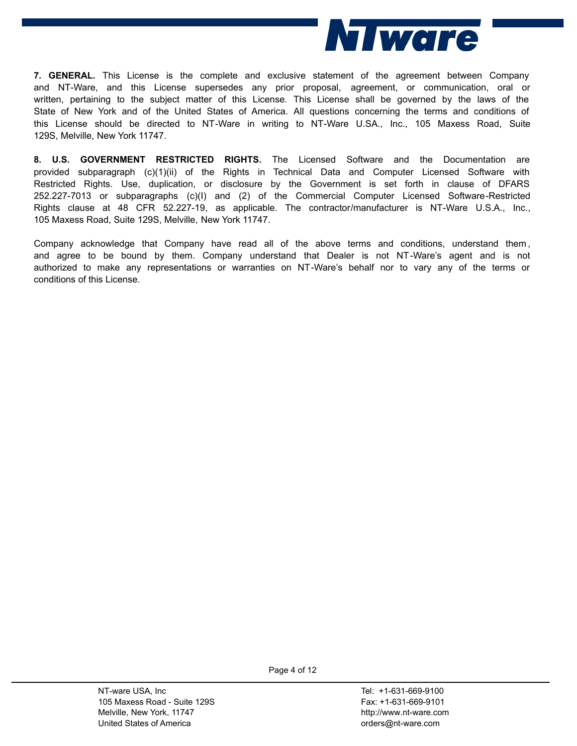**7. GENERAL.** This License is the complete and exclusive statement of the agreement between Company and NT-Ware, and this License supersedes any prior proposal, agreement, or communication, oral or written, pertaining to the subject matter of this License. This License shall be governed by the laws of the State of New York and of the United States of America. All questions concerning the terms and conditions of this License should be directed to NT-Ware in writing to NT-Ware U.SA., Inc., 105 Maxess Road, Suite 129S, Melville, New York 11747.

**8. U.S. GOVERNMENT RESTRICTED RIGHTS.** The Licensed Software and the Documentation are provided subparagraph (c)(1)(ii) of the Rights in Technical Data and Computer Licensed Software with Restricted Rights. Use, duplication, or disclosure by the Government is set forth in clause of DFARS 252.227-7013 or subparagraphs (c)(I) and (2) of the Commercial Computer Licensed Software-Restricted Rights clause at 48 CFR 52.227-19, as applicable. The contractor/manufacturer is NT-Ware U.S.A., Inc., 105 Maxess Road, Suite 129S, Melville, New York 11747.

Company acknowledge that Company have read all of the above terms and conditions, understand them, and agree to be bound by them. Company understand that Dealer is not NT-Ware's agent and is not authorized to make any representations or warranties on NT-Ware's behalf nor to vary any of the terms or conditions of this License.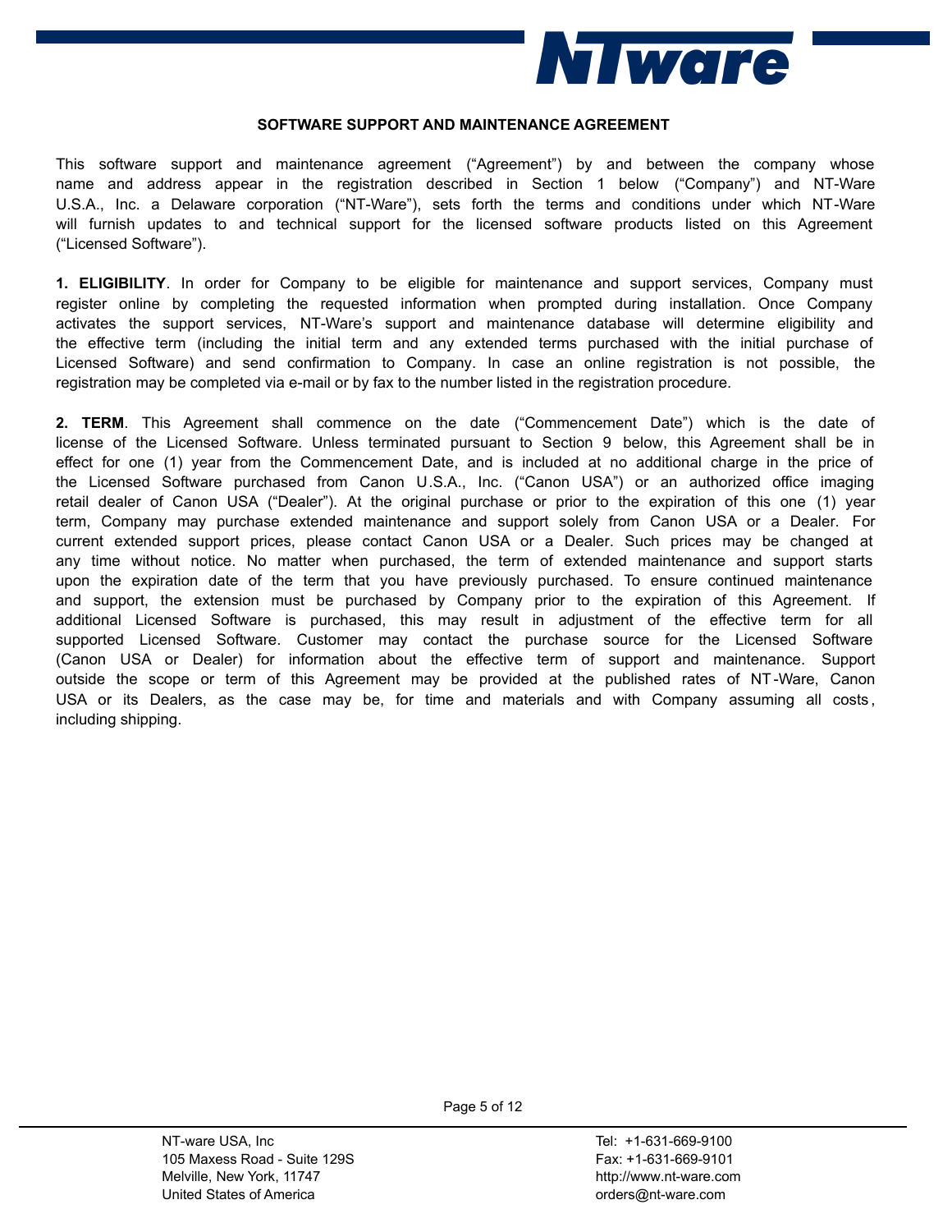**SOFTWARE SUPPORT AND MAINTENANCE AGREEMENT**

This software support and maintenance agreement ("Agreement") by and between the company whose name and address appear in the registration described in Section 1 below ("Company") and NT-Ware U.S.A., Inc. a Delaware corporation ("NT-Ware"), sets forth the terms and conditions under which NT-Ware will furnish updates to and technical support for the licensed software products listed on this Agreement ("Licensed Software").

**1. ELIGIBILITY**. In order for Company to be eligible for maintenance and support services, Company must register online by completing the requested information when prompted during installation. Once Company activates the support services, NT-Ware's support and maintenance database will determine eligibility and the effective term (including the initial term and any extended terms purchased with the initial purchase of Licensed Software) and send confirmation to Company. In case an online registration is not possible, the registration may be completed via e-mail or by fax to the number listed in the registration procedure.

**2. TERM**. This Agreement shall commence on the date ("Commencement Date") which is the date of license of the Licensed Software. Unless terminated pursuant to Section 9 below, this Agreement shall be in effect for one (1) year from the Commencement Date, and is included at no additional charge in the price of the Licensed Software purchased from Canon U.S.A., Inc. ("Canon USA") or an authorized office imaging retail dealer of Canon USA ("Dealer"). At the original purchase or prior to the expiration of this one (1) year term, Company may purchase extended maintenance and support solely from Canon USA or a Dealer. For current extended support prices, please contact Canon USA or a Dealer. Such prices may be changed at any time without notice. No matter when purchased, the term of extended maintenance and support starts upon the expiration date of the term that you have previously purchased. To ensure continued maintenance and support, the extension must be purchased by Company prior to the expiration of this Agreement. If additional Licensed Software is purchased, this may result in adjustment of the effective term for all supported Licensed Software. Customer may contact the purchase source for the Licensed Software (Canon USA or Dealer) for information about the effective term of support and maintenance. Support outside the scope or term of this Agreement may be provided at the published rates of NT-Ware, Canon USA or its Dealers, as the case may be, for time and materials and with Company assuming all costs, including shipping.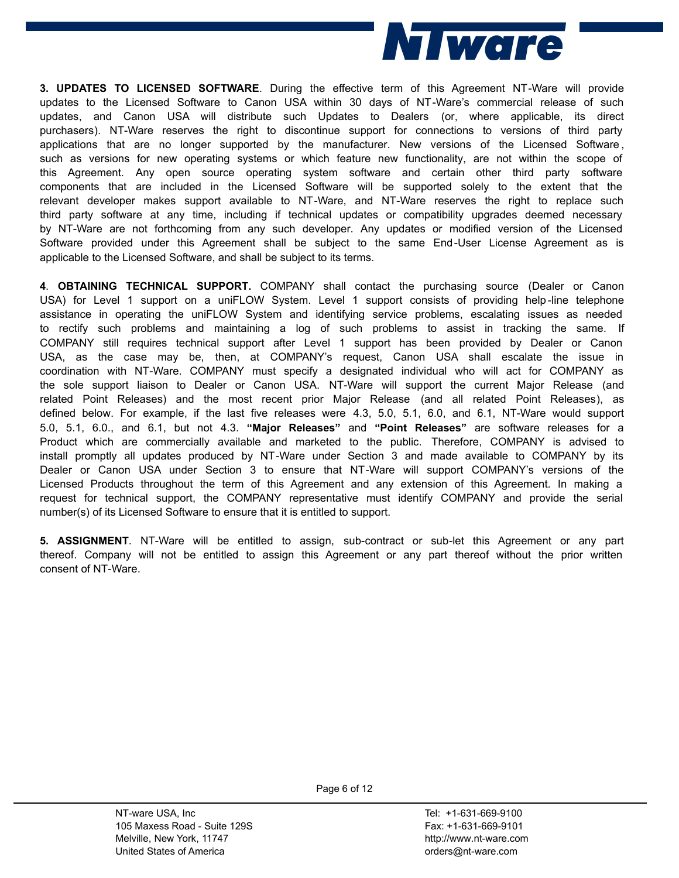**3. UPDATES TO LICENSED SOFTWARE**. During the effective term of this Agreement NT-Ware will provide updates to the Licensed Software to Canon USA within 30 days of NT-Ware's commercial release of such updates, and Canon USA will distribute such Updates to Dealers (or, where applicable, its direct purchasers). NT-Ware reserves the right to discontinue support for connections to versions of third party applications that are no longer supported by the manufacturer. New versions of the Licensed Software, such as versions for new operating systems or which feature new functionality, are not within the scope of this Agreement. Any open source operating system software and certain other third party software components that are included in the Licensed Software will be supported solely to the extent that the relevant developer makes support available to NT-Ware, and NT-Ware reserves the right to replace such third party software at any time, including if technical updates or compatibility upgrades deemed necessary by NT-Ware are not forthcoming from any such developer. Any updates or modified version of the Licensed Software provided under this Agreement shall be subject to the same End-User License Agreement as is applicable to the Licensed Software, and shall be subject to its terms.

**4**. **OBTAINING TECHNICAL SUPPORT.** COMPANY shall contact the purchasing source (Dealer or Canon USA) for Level 1 support on a uniFLOW System. Level 1 support consists of providing help-line telephone assistance in operating the uniFLOW System and identifying service problems, escalating issues as needed to rectify such problems and maintaining a log of such problems to assist in tracking the same. If COMPANY still requires technical support after Level 1 support has been provided by Dealer or Canon USA, as the case may be, then, at COMPANY's request, Canon USA shall escalate the issue in coordination with NT-Ware. COMPANY must specify a designated individual who will act for COMPANY as the sole support liaison to Dealer or Canon USA. NT-Ware will support the current Major Release (and related Point Releases) and the most recent prior Major Release (and all related Point Releases), as defined below. For example, if the last five releases were 4.3, 5.0, 5.1, 6.0, and 6.1, NT-Ware would support 5.0, 5.1, 6.0., and 6.1, but not 4.3. **"Major Releases"** and **"Point Releases"** are software releases for a Product which are commercially available and marketed to the public. Therefore, COMPANY is advised to install promptly all updates produced by NT-Ware under Section 3 and made available to COMPANY by its Dealer or Canon USA under Section 3 to ensure that NT-Ware will support COMPANY's versions of the Licensed Products throughout the term of this Agreement and any extension of this Agreement. In making a request for technical support, the COMPANY representative must identify COMPANY and provide the serial number(s) of its Licensed Software to ensure that it is entitled to support.

**5. ASSIGNMENT**. NT-Ware will be entitled to assign, sub-contract or sub-let this Agreement or any part thereof. Company will not be entitled to assign this Agreement or any part thereof without the prior written consent of NT-Ware.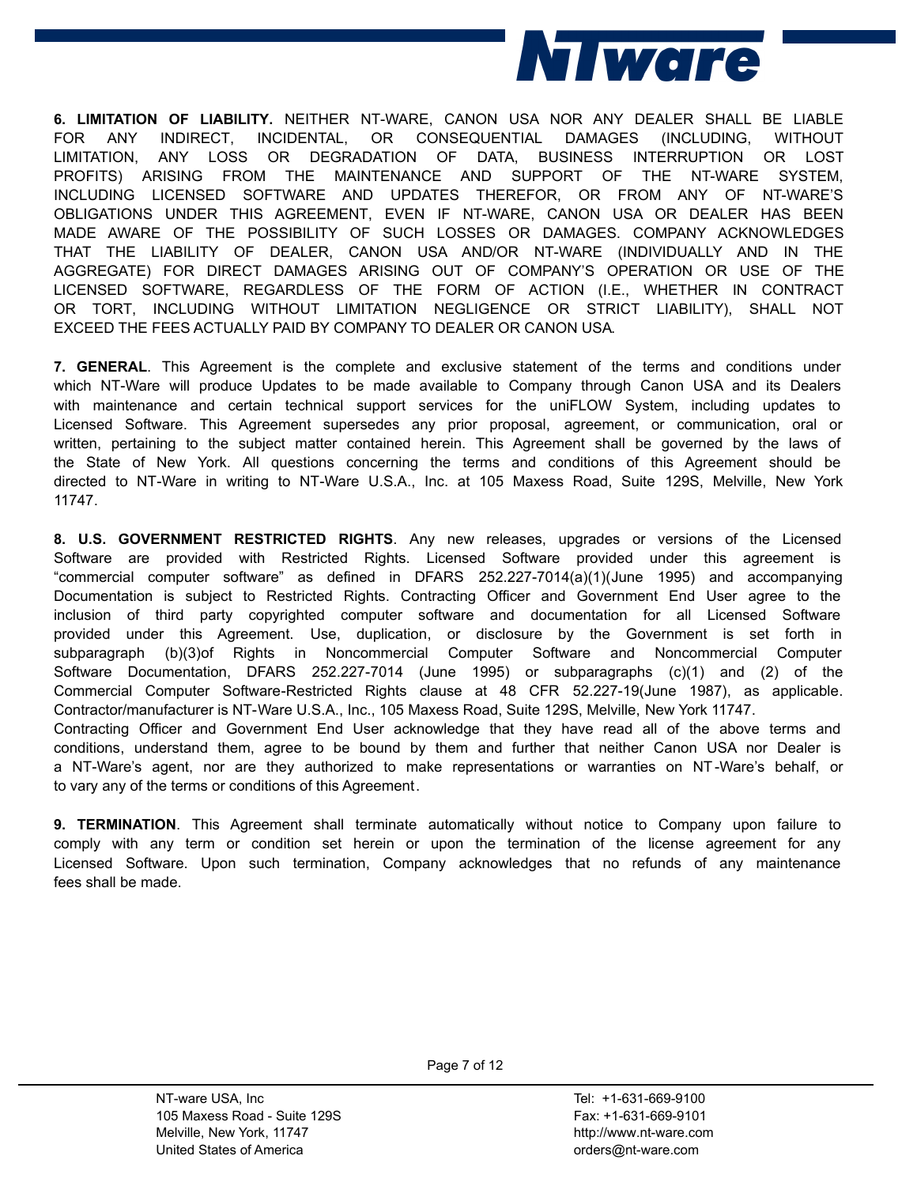**6. LIMITATION OF LIABILITY.** NEITHER NT-WARE, CANON USA NOR ANY DEALER SHALL BE LIABLE FOR ANY INDIRECT, INCIDENTAL, OR CONSEQUENTIAL DAMAGES (INCLUDING, WITHOUT LIMITATION, ANY LOSS OR DEGRADATION OF DATA, BUSINESS INTERRUPTION OR LOST PROFITS) ARISING FROM THE MAINTENANCE AND SUPPORT OF THE NT-WARE SYSTEM, INCLUDING LICENSED SOFTWARE AND UPDATES THEREFOR, OR FROM ANY OF NT-WARE'S OBLIGATIONS UNDER THIS AGREEMENT, EVEN IF NT-WARE, CANON USA OR DEALER HAS BEEN MADE AWARE OF THE POSSIBILITY OF SUCH LOSSES OR DAMAGES. COMPANY ACKNOWLEDGES THAT THE LIABILITY OF DEALER, CANON USA AND/OR NT-WARE (INDIVIDUALLY AND IN THE AGGREGATE) FOR DIRECT DAMAGES ARISING OUT OF COMPANY'S OPERATION OR USE OF THE LICENSED SOFTWARE, REGARDLESS OF THE FORM OF ACTION (I.E., WHETHER IN CONTRACT OR TORT, INCLUDING WITHOUT LIMITATION NEGLIGENCE OR STRICT LIABILITY), SHALL NOT EXCEED THE FEES ACTUALLY PAID BY COMPANY TO DEALER OR CANON USA.

**7. GENERAL**. This Agreement is the complete and exclusive statement of the terms and conditions under which NT-Ware will produce Updates to be made available to Company through Canon USA and its Dealers with maintenance and certain technical support services for the uniFLOW System, including updates to Licensed Software. This Agreement supersedes any prior proposal, agreement, or communication, oral or written, pertaining to the subject matter contained herein. This Agreement shall be governed by the laws of the State of New York. All questions concerning the terms and conditions of this Agreement should be directed to NT-Ware in writing to NT-Ware U.S.A., Inc. at 105 Maxess Road, Suite 129S, Melville, New York 11747.

**8. U.S. GOVERNMENT RESTRICTED RIGHTS**. Any new releases, upgrades or versions of the Licensed Software are provided with Restricted Rights. Licensed Software provided under this agreement is "commercial computer software" as defined in DFARS 252.227-7014(a)(1)(June 1995) and accompanying Documentation is subject to Restricted Rights. Contracting Officer and Government End User agree to the inclusion of third party copyrighted computer software and documentation for all Licensed Software provided under this Agreement. Use, duplication, or disclosure by the Government is set forth in subparagraph (b)(3)of Rights in Noncommercial Computer Software and Noncommercial Computer Software Documentation, DFARS 252.227-7014 (June 1995) or subparagraphs (c)(1) and (2) of the Commercial Computer Software-Restricted Rights clause at 48 CFR 52.227-19(June 1987), as applicable. Contractor/manufacturer is NT-Ware U.S.A., Inc., 105 Maxess Road, Suite 129S, Melville, New York 11747.
Contracting Officer and Government End User acknowledge that they have read all of the above terms and conditions, understand them, agree to be bound by them and further that neither Canon USA nor Dealer is a NT-Ware's agent, nor are they authorized to make representations or warranties on NT-Ware's behalf, or to vary any of the terms or conditions of this Agreement.

**9. TERMINATION**. This Agreement shall terminate automatically without notice to Company upon failure to comply with any term or condition set herein or upon the termination of the license agreement for any Licensed Software. Upon such termination, Company acknowledges that no refunds of any maintenance fees shall be made.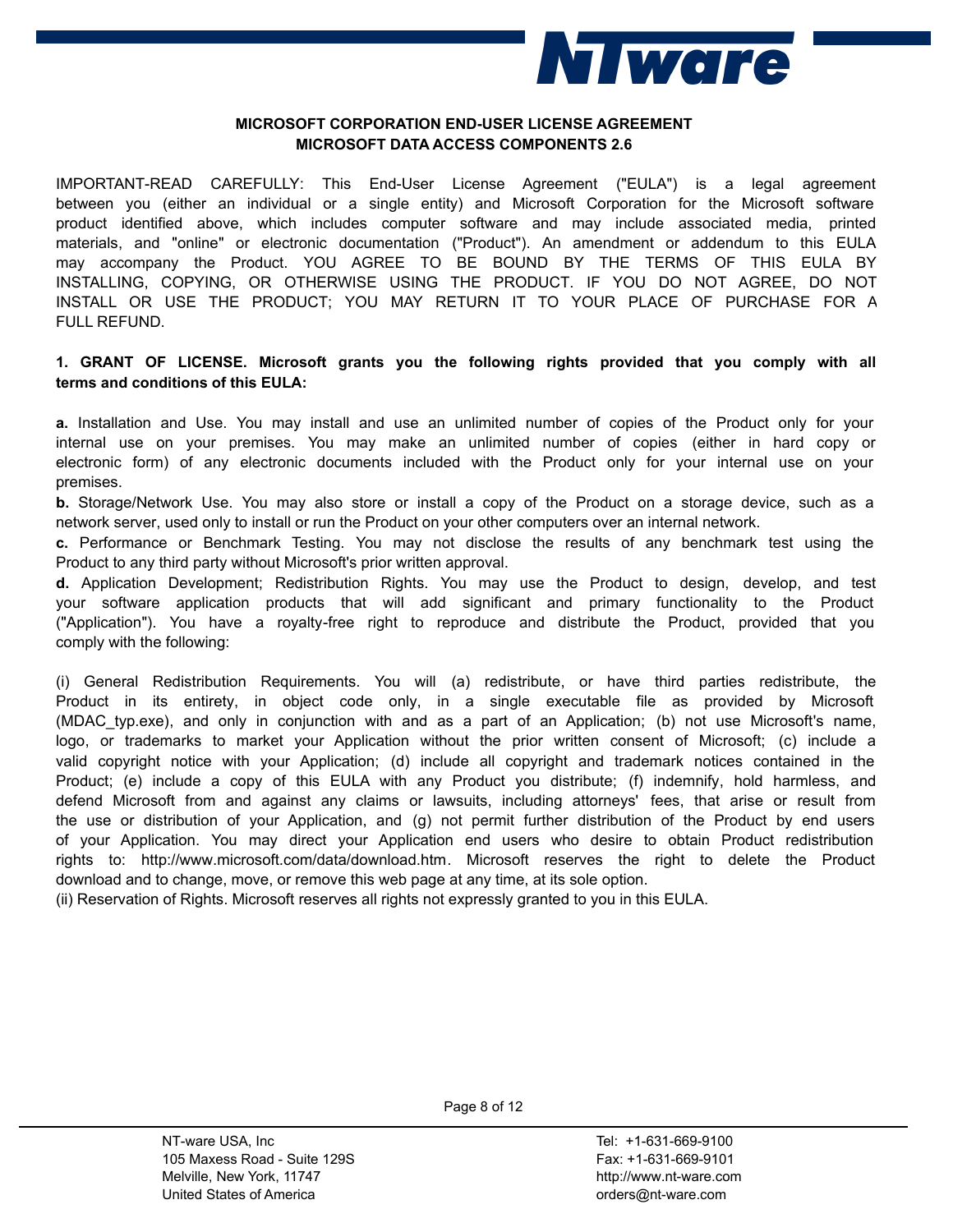**MICROSOFT CORPORATION END-USER LICENSE AGREEMENT**
**MICROSOFT DATA ACCESS COMPONENTS 2.6**

IMPORTANT-READ CAREFULLY: This End-User License Agreement ("EULA") is a legal agreement between you (either an individual or a single entity) and Microsoft Corporation for the Microsoft software product identified above, which includes computer software and may include associated media, printed materials, and "online" or electronic documentation ("Product"). An amendment or addendum to this EULA may accompany the Product. YOU AGREE TO BE BOUND BY THE TERMS OF THIS EULA BY INSTALLING, COPYING, OR OTHERWISE USING THE PRODUCT. IF YOU DO NOT AGREE, DO NOT INSTALL OR USE THE PRODUCT; YOU MAY RETURN IT TO YOUR PLACE OF PURCHASE FOR A FULL REFUND.

**1. GRANT OF LICENSE. Microsoft grants you the following rights provided that you comply with all terms and conditions of this EULA:**

**a.** Installation and Use. You may install and use an unlimited number of copies of the Product only for your internal use on your premises. You may make an unlimited number of copies (either in hard copy or electronic form) of any electronic documents included with the Product only for your internal use on your premises.
**b.** Storage/Network Use. You may also store or install a copy of the Product on a storage device, such as a network server, used only to install or run the Product on your other computers over an internal network.
**c.** Performance or Benchmark Testing. You may not disclose the results of any benchmark test using the Product to any third party without Microsoft's prior written approval.
**d.** Application Development; Redistribution Rights. You may use the Product to design, develop, and test your software application products that will add significant and primary functionality to the Product ("Application"). You have a royalty-free right to reproduce and distribute the Product, provided that you comply with the following:

(i) General Redistribution Requirements. You will (a) redistribute, or have third parties redistribute, the Product in its entirety, in object code only, in a single executable file as provided by Microsoft (MDAC_typ.exe), and only in conjunction with and as a part of an Application; (b) not use Microsoft's name, logo, or trademarks to market your Application without the prior written consent of Microsoft; (c) include a valid copyright notice with your Application; (d) include all copyright and trademark notices contained in the Product; (e) include a copy of this EULA with any Product you distribute; (f) indemnify, hold harmless, and defend Microsoft from and against any claims or lawsuits, including attorneys' fees, that arise or result from the use or distribution of your Application, and (g) not permit further distribution of the Product by end users of your Application. You may direct your Application end users who desire to obtain Product redistribution rights to: http://www.microsoft.com/data/download.htm. Microsoft reserves the right to delete the Product download and to change, move, or remove this web page at any time, at its sole option.
(ii) Reservation of Rights. Microsoft reserves all rights not expressly granted to you in this EULA.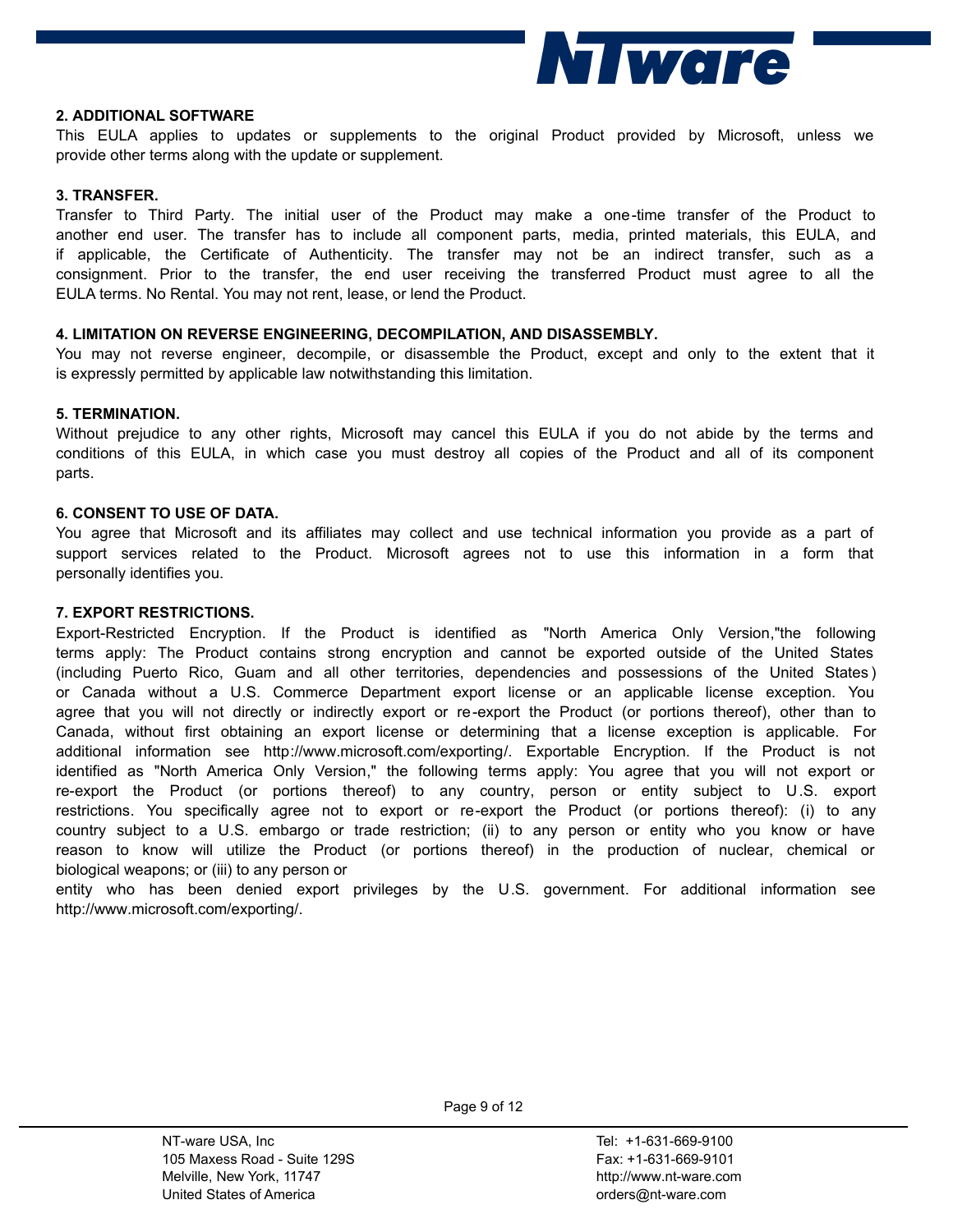**2. ADDITIONAL SOFTWARE**
This EULA applies to updates or supplements to the original Product provided by Microsoft, unless we provide other terms along with the update or supplement.

**3. TRANSFER.**
Transfer to Third Party. The initial user of the Product may make a one-time transfer of the Product to another end user. The transfer has to include all component parts, media, printed materials, this EULA, and if applicable, the Certificate of Authenticity. The transfer may not be an indirect transfer, such as a consignment. Prior to the transfer, the end user receiving the transferred Product must agree to all the EULA terms. No Rental. You may not rent, lease, or lend the Product.

**4. LIMITATION ON REVERSE ENGINEERING, DECOMPILATION, AND DISASSEMBLY.**
You may not reverse engineer, decompile, or disassemble the Product, except and only to the extent that it is expressly permitted by applicable law notwithstanding this limitation.

**5. TERMINATION.**
Without prejudice to any other rights, Microsoft may cancel this EULA if you do not abide by the terms and conditions of this EULA, in which case you must destroy all copies of the Product and all of its component parts.

**6. CONSENT TO USE OF DATA.**
You agree that Microsoft and its affiliates may collect and use technical information you provide as a part of support services related to the Product. Microsoft agrees not to use this information in a form that personally identifies you.

**7. EXPORT RESTRICTIONS.**
Export-Restricted Encryption. If the Product is identified as "North America Only Version,"the following terms apply: The Product contains strong encryption and cannot be exported outside of the United States (including Puerto Rico, Guam and all other territories, dependencies and possessions of the United States) or Canada without a U.S. Commerce Department export license or an applicable license exception. You agree that you will not directly or indirectly export or re-export the Product (or portions thereof), other than to Canada, without first obtaining an export license or determining that a license exception is applicable. For additional information see http://www.microsoft.com/exporting/. Exportable Encryption. If the Product is not identified as "North America Only Version," the following terms apply: You agree that you will not export or re-export the Product (or portions thereof) to any country, person or entity subject to U.S. export restrictions. You specifically agree not to export or re-export the Product (or portions thereof): (i) to any country subject to a U.S. embargo or trade restriction; (ii) to any person or entity who you know or have reason to know will utilize the Product (or portions thereof) in the production of nuclear, chemical or biological weapons; or (iii) to any person or entity who has been denied export privileges by the U.S. government. For additional information see http://www.microsoft.com/exporting/.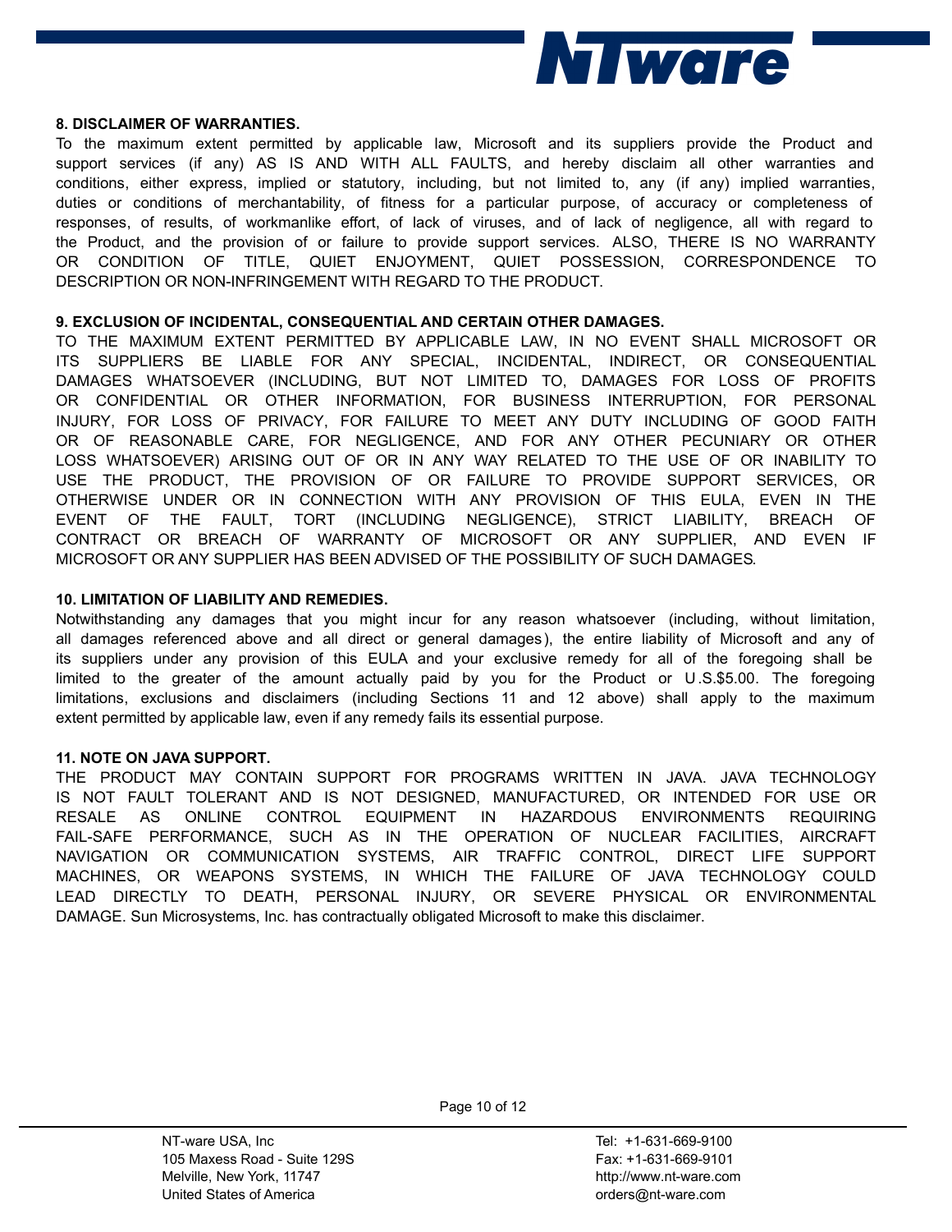**8. DISCLAIMER OF WARRANTIES.**

To the maximum extent permitted by applicable law, Microsoft and its suppliers provide the Product and support services (if any) AS IS AND WITH ALL FAULTS, and hereby disclaim all other warranties and conditions, either express, implied or statutory, including, but not limited to, any (if any) implied warranties, duties or conditions of merchantability, of fitness for a particular purpose, of accuracy or completeness of responses, of results, of workmanlike effort, of lack of viruses, and of lack of negligence, all with regard to the Product, and the provision of or failure to provide support services. ALSO, THERE IS NO WARRANTY OR CONDITION OF TITLE, QUIET ENJOYMENT, QUIET POSSESSION, CORRESPONDENCE TO DESCRIPTION OR NON-INFRINGEMENT WITH REGARD TO THE PRODUCT.

**9. EXCLUSION OF INCIDENTAL, CONSEQUENTIAL AND CERTAIN OTHER DAMAGES.**

TO THE MAXIMUM EXTENT PERMITTED BY APPLICABLE LAW, IN NO EVENT SHALL MICROSOFT OR ITS SUPPLIERS BE LIABLE FOR ANY SPECIAL, INCIDENTAL, INDIRECT, OR CONSEQUENTIAL DAMAGES WHATSOEVER (INCLUDING, BUT NOT LIMITED TO, DAMAGES FOR LOSS OF PROFITS OR CONFIDENTIAL OR OTHER INFORMATION, FOR BUSINESS INTERRUPTION, FOR PERSONAL INJURY, FOR LOSS OF PRIVACY, FOR FAILURE TO MEET ANY DUTY INCLUDING OF GOOD FAITH OR OF REASONABLE CARE, FOR NEGLIGENCE, AND FOR ANY OTHER PECUNIARY OR OTHER LOSS WHATSOEVER) ARISING OUT OF OR IN ANY WAY RELATED TO THE USE OF OR INABILITY TO USE THE PRODUCT, THE PROVISION OF OR FAILURE TO PROVIDE SUPPORT SERVICES, OR OTHERWISE UNDER OR IN CONNECTION WITH ANY PROVISION OF THIS EULA, EVEN IN THE EVENT OF THE FAULT, TORT (INCLUDING NEGLIGENCE), STRICT LIABILITY, BREACH OF CONTRACT OR BREACH OF WARRANTY OF MICROSOFT OR ANY SUPPLIER, AND EVEN IF MICROSOFT OR ANY SUPPLIER HAS BEEN ADVISED OF THE POSSIBILITY OF SUCH DAMAGES.

**10. LIMITATION OF LIABILITY AND REMEDIES.**

Notwithstanding any damages that you might incur for any reason whatsoever (including, without limitation, all damages referenced above and all direct or general damages), the entire liability of Microsoft and any of its suppliers under any provision of this EULA and your exclusive remedy for all of the foregoing shall be limited to the greater of the amount actually paid by you for the Product or U.S.$5.00. The foregoing limitations, exclusions and disclaimers (including Sections 11 and 12 above) shall apply to the maximum extent permitted by applicable law, even if any remedy fails its essential purpose.

**11. NOTE ON JAVA SUPPORT.**

THE PRODUCT MAY CONTAIN SUPPORT FOR PROGRAMS WRITTEN IN JAVA. JAVA TECHNOLOGY IS NOT FAULT TOLERANT AND IS NOT DESIGNED, MANUFACTURED, OR INTENDED FOR USE OR RESALE AS ONLINE CONTROL EQUIPMENT IN HAZARDOUS ENVIRONMENTS REQUIRING FAIL-SAFE PERFORMANCE, SUCH AS IN THE OPERATION OF NUCLEAR FACILITIES, AIRCRAFT NAVIGATION OR COMMUNICATION SYSTEMS, AIR TRAFFIC CONTROL, DIRECT LIFE SUPPORT MACHINES, OR WEAPONS SYSTEMS, IN WHICH THE FAILURE OF JAVA TECHNOLOGY COULD LEAD DIRECTLY TO DEATH, PERSONAL INJURY, OR SEVERE PHYSICAL OR ENVIRONMENTAL DAMAGE. Sun Microsystems, Inc. has contractually obligated Microsoft to make this disclaimer.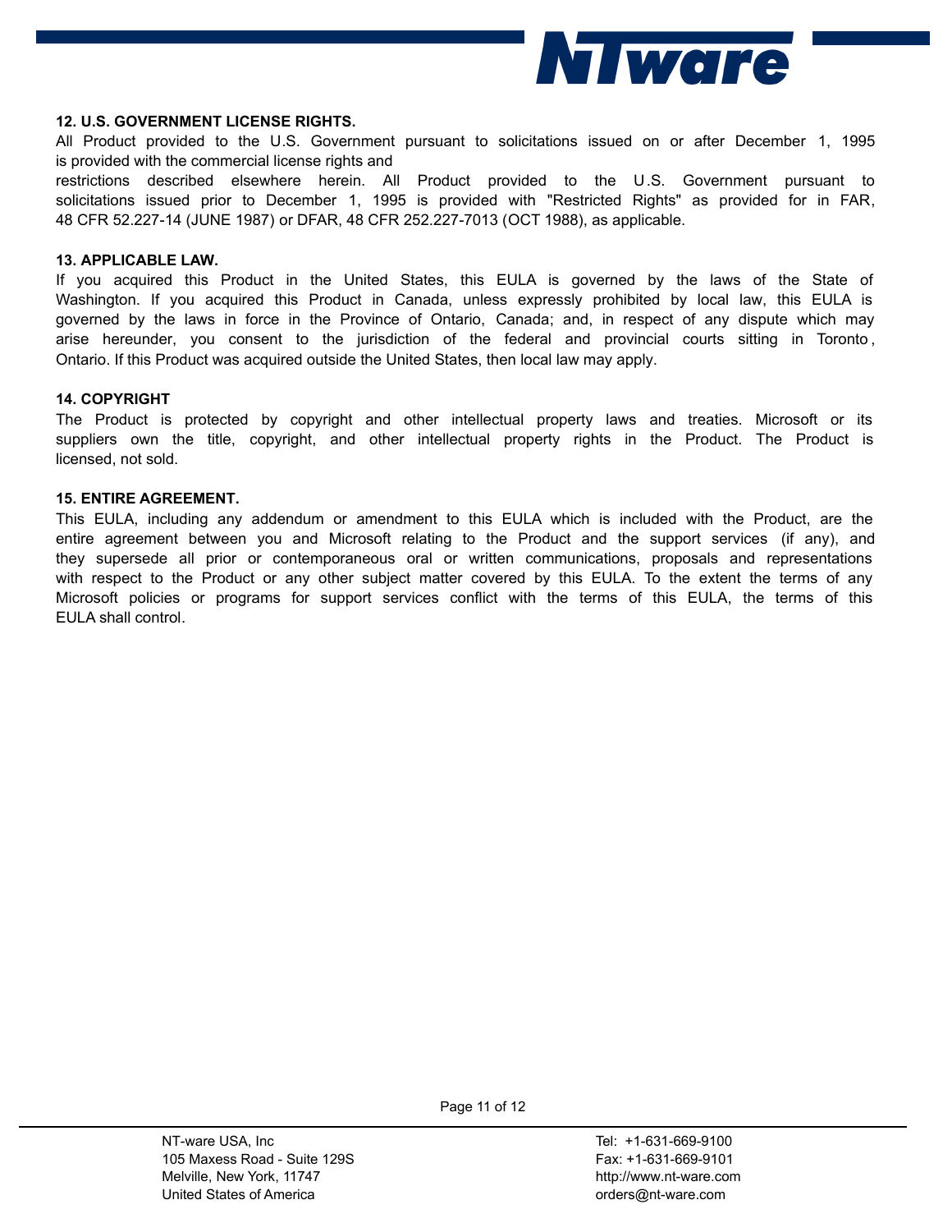**12. U.S. GOVERNMENT LICENSE RIGHTS.**

All Product provided to the U.S. Government pursuant to solicitations issued on or after December 1, 1995 is provided with the commercial license rights and restrictions described elsewhere herein. All Product provided to the U.S. Government pursuant to solicitations issued prior to December 1, 1995 is provided with "Restricted Rights" as provided for in FAR, 48 CFR 52.227-14 (JUNE 1987) or DFAR, 48 CFR 252.227-7013 (OCT 1988), as applicable.

**13. APPLICABLE LAW.**

If you acquired this Product in the United States, this EULA is governed by the laws of the State of Washington. If you acquired this Product in Canada, unless expressly prohibited by local law, this EULA is governed by the laws in force in the Province of Ontario, Canada; and, in respect of any dispute which may arise hereunder, you consent to the jurisdiction of the federal and provincial courts sitting in Toronto, Ontario. If this Product was acquired outside the United States, then local law may apply.

**14. COPYRIGHT**

The Product is protected by copyright and other intellectual property laws and treaties. Microsoft or its suppliers own the title, copyright, and other intellectual property rights in the Product. The Product is licensed, not sold.

**15. ENTIRE AGREEMENT.**

This EULA, including any addendum or amendment to this EULA which is included with the Product, are the entire agreement between you and Microsoft relating to the Product and the support services (if any), and they supersede all prior or contemporaneous oral or written communications, proposals and representations with respect to the Product or any other subject matter covered by this EULA. To the extent the terms of any Microsoft policies or programs for support services conflict with the terms of this EULA, the terms of this EULA shall control.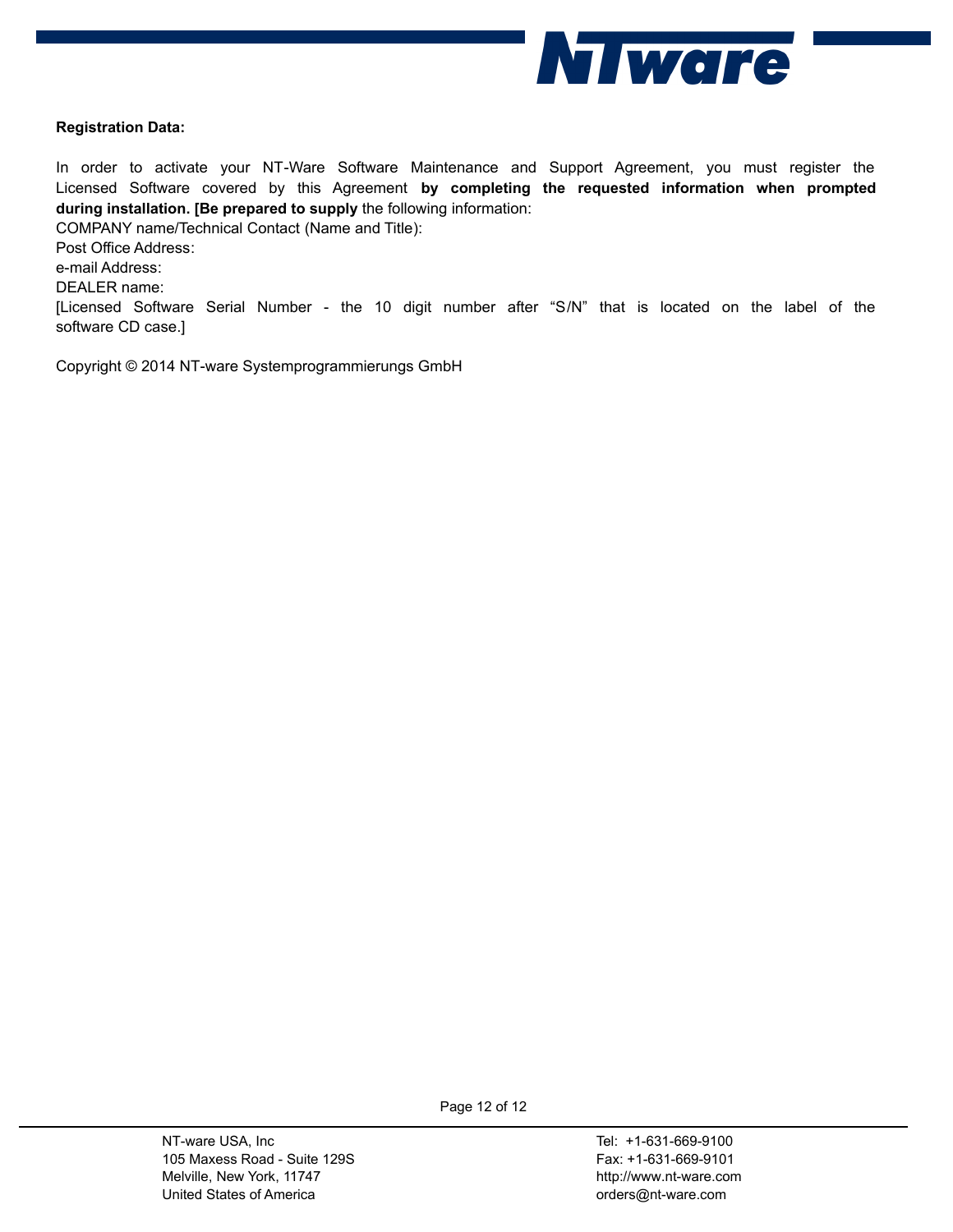**Registration Data:**

In order to activate your NT-Ware Software Maintenance and Support Agreement, you must register the Licensed Software covered by this Agreement **by completing the requested information when prompted during installation. [Be prepared to supply** the following information:

COMPANY name/Technical Contact (Name and Title):

Post Office Address:

e-mail Address:

DEALER name:

[Licensed Software Serial Number - the 10 digit number after “S/N” that is located on the label of the software CD case.]

Copyright © 2014 NT-ware Systemprogrammierungs GmbH